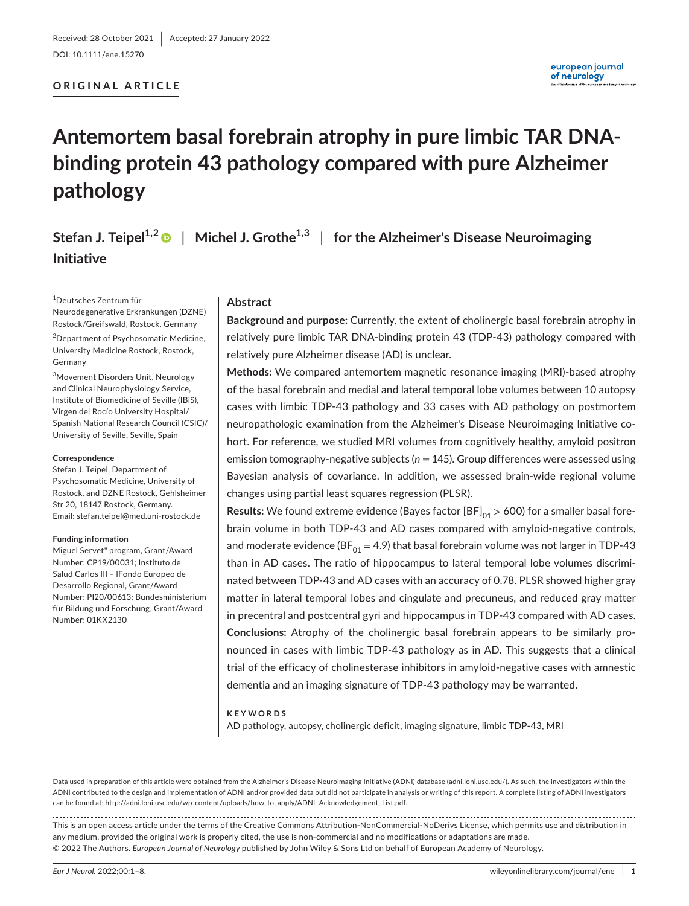Received: 28 October 2021 | Accepted: 27 January 2022

DOI: 10.1111/ene.15270

**ORIGINAL ARTICLE**

# Antemortem basal forebrain atrophy in pure limbic TAR DNA-binding protein 43 pathology compared with pure Alzheimer pathology

**Stefan J. Teipel**[1,2] | **Michel J. Grothe**[1,3] | **for the Alzheimer's Disease Neuroimaging Initiative**

[1]Deutsches Zentrum für Neurodegenerative Erkrankungen (DZNE) Rostock/Greifswald, Rostock, Germany

[2]Department of Psychosomatic Medicine, University Medicine Rostock, Rostock, Germany

[3]Movement Disorders Unit, Neurology and Clinical Neurophysiology Service, Institute of Biomedicine of Seville (IBiS), Virgen del Rocío University Hospital/Spanish National Research Council (CSIC)/University of Seville, Seville, Spain

**Correspondence**
Stefan J. Teipel, Department of Psychosomatic Medicine, University of Rostock, and DZNE Rostock, Gehlsheimer Str 20, 18147 Rostock, Germany.
Email: stefan.teipel@med.uni-rostock.de

**Funding information**
Miguel Servet" program, Grant/Award Number: CP19/00031; Instituto de Salud Carlos III – IFondo Europeo de Desarrollo Regional, Grant/Award Number: PI20/00613; Bundesministerium für Bildung und Forschung, Grant/Award Number: 01KX2130

## Abstract

**Background and purpose:** Currently, the extent of cholinergic basal forebrain atrophy in relatively pure limbic TAR DNA-binding protein 43 (TDP-43) pathology compared with relatively pure Alzheimer disease (AD) is unclear.

**Methods:** We compared antemortem magnetic resonance imaging (MRI)-based atrophy of the basal forebrain and medial and lateral temporal lobe volumes between 10 autopsy cases with limbic TDP-43 pathology and 33 cases with AD pathology on postmortem neuropathologic examination from the Alzheimer's Disease Neuroimaging Initiative cohort. For reference, we studied MRI volumes from cognitively healthy, amyloid positron emission tomography-negative subjects ($n = 145$). Group differences were assessed using Bayesian analysis of covariance. In addition, we assessed brain-wide regional volume changes using partial least squares regression (PLSR).

**Results:** We found extreme evidence (Bayes factor [BF]$_{01}$ > 600) for a smaller basal forebrain volume in both TDP-43 and AD cases compared with amyloid-negative controls, and moderate evidence (BF$_{01}$ = 4.9) that basal forebrain volume was not larger in TDP-43 than in AD cases. The ratio of hippocampus to lateral temporal lobe volumes discriminated between TDP-43 and AD cases with an accuracy of 0.78. PLSR showed higher gray matter in lateral temporal lobes and cingulate and precuneus, and reduced gray matter in precentral and postcentral gyri and hippocampus in TDP-43 compared with AD cases.

**Conclusions:** Atrophy of the cholinergic basal forebrain appears to be similarly pronounced in cases with limbic TDP-43 pathology as in AD. This suggests that a clinical trial of the efficacy of cholinesterase inhibitors in amyloid-negative cases with amnestic dementia and an imaging signature of TDP-43 pathology may be warranted.

**KEYWORDS**

AD pathology, autopsy, cholinergic deficit, imaging signature, limbic TDP-43, MRI

---

Data used in preparation of this article were obtained from the Alzheimer's Disease Neuroimaging Initiative (ADNI) database (adni.loni.usc.edu/). As such, the investigators within the ADNI contributed to the design and implementation of ADNI and/or provided data but did not participate in analysis or writing of this report. A complete listing of ADNI investigators can be found at: http://adni.loni.usc.edu/wp-content/uploads/how_to_apply/ADNI_Acknowledgement_List.pdf.

This is an open access article under the terms of the Creative Commons Attribution-NonCommercial-NoDerivs License, which permits use and distribution in any medium, provided the original work is properly cited, the use is non-commercial and no modifications or adaptations are made.
© 2022 The Authors. *European Journal of Neurology* published by John Wiley & Sons Ltd on behalf of European Academy of Neurology.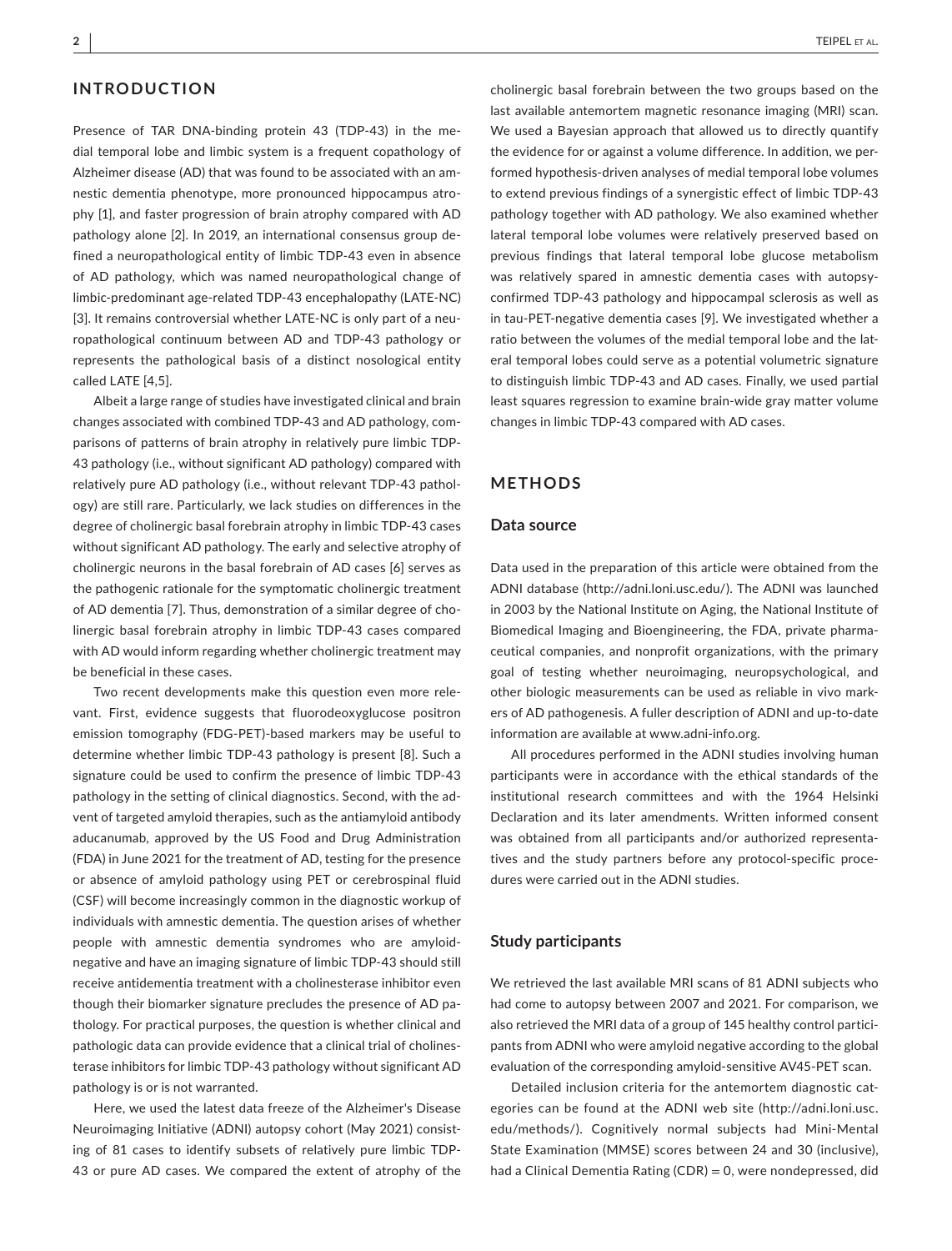## INTRODUCTION

Presence of TAR DNA-binding protein 43 (TDP-43) in the medial temporal lobe and limbic system is a frequent copathology of Alzheimer disease (AD) that was found to be associated with an amnestic dementia phenotype, more pronounced hippocampus atrophy [1], and faster progression of brain atrophy compared with AD pathology alone [2]. In 2019, an international consensus group defined a neuropathological entity of limbic TDP-43 even in absence of AD pathology, which was named neuropathological change of limbic-predominant age-related TDP-43 encephalopathy (LATE-NC) [3]. It remains controversial whether LATE-NC is only part of a neuropathological continuum between AD and TDP-43 pathology or represents the pathological basis of a distinct nosological entity called LATE [4,5].

Albeit a large range of studies have investigated clinical and brain changes associated with combined TDP-43 and AD pathology, comparisons of patterns of brain atrophy in relatively pure limbic TDP-43 pathology (i.e., without significant AD pathology) compared with relatively pure AD pathology (i.e., without relevant TDP-43 pathology) are still rare. Particularly, we lack studies on differences in the degree of cholinergic basal forebrain atrophy in limbic TDP-43 cases without significant AD pathology. The early and selective atrophy of cholinergic neurons in the basal forebrain of AD cases [6] serves as the pathogenic rationale for the symptomatic cholinergic treatment of AD dementia [7]. Thus, demonstration of a similar degree of cholinergic basal forebrain atrophy in limbic TDP-43 cases compared with AD would inform regarding whether cholinergic treatment may be beneficial in these cases.

Two recent developments make this question even more relevant. First, evidence suggests that fluorodeoxyglucose positron emission tomography (FDG-PET)-based markers may be useful to determine whether limbic TDP-43 pathology is present [8]. Such a signature could be used to confirm the presence of limbic TDP-43 pathology in the setting of clinical diagnostics. Second, with the advent of targeted amyloid therapies, such as the antiamyloid antibody aducanumab, approved by the US Food and Drug Administration (FDA) in June 2021 for the treatment of AD, testing for the presence or absence of amyloid pathology using PET or cerebrospinal fluid (CSF) will become increasingly common in the diagnostic workup of individuals with amnestic dementia. The question arises of whether people with amnestic dementia syndromes who are amyloid-negative and have an imaging signature of limbic TDP-43 should still receive antidementia treatment with a cholinesterase inhibitor even though their biomarker signature precludes the presence of AD pathology. For practical purposes, the question is whether clinical and pathologic data can provide evidence that a clinical trial of cholinesterase inhibitors for limbic TDP-43 pathology without significant AD pathology is or is not warranted.

Here, we used the latest data freeze of the Alzheimer's Disease Neuroimaging Initiative (ADNI) autopsy cohort (May 2021) consisting of 81 cases to identify subsets of relatively pure limbic TDP-43 or pure AD cases. We compared the extent of atrophy of the cholinergic basal forebrain between the two groups based on the last available antemortem magnetic resonance imaging (MRI) scan. We used a Bayesian approach that allowed us to directly quantify the evidence for or against a volume difference. In addition, we performed hypothesis-driven analyses of medial temporal lobe volumes to extend previous findings of a synergistic effect of limbic TDP-43 pathology together with AD pathology. We also examined whether lateral temporal lobe volumes were relatively preserved based on previous findings that lateral temporal lobe glucose metabolism was relatively spared in amnestic dementia cases with autopsy-confirmed TDP-43 pathology and hippocampal sclerosis as well as in tau-PET-negative dementia cases [9]. We investigated whether a ratio between the volumes of the medial temporal lobe and the lateral temporal lobes could serve as a potential volumetric signature to distinguish limbic TDP-43 and AD cases. Finally, we used partial least squares regression to examine brain-wide gray matter volume changes in limbic TDP-43 compared with AD cases.

## METHODS

### Data source

Data used in the preparation of this article were obtained from the ADNI database (http://adni.loni.usc.edu/). The ADNI was launched in 2003 by the National Institute on Aging, the National Institute of Biomedical Imaging and Bioengineering, the FDA, private pharmaceutical companies, and nonprofit organizations, with the primary goal of testing whether neuroimaging, neuropsychological, and other biologic measurements can be used as reliable in vivo markers of AD pathogenesis. A fuller description of ADNI and up-to-date information are available at www.adni-info.org.

All procedures performed in the ADNI studies involving human participants were in accordance with the ethical standards of the institutional research committees and with the 1964 Helsinki Declaration and its later amendments. Written informed consent was obtained from all participants and/or authorized representatives and the study partners before any protocol-specific procedures were carried out in the ADNI studies.

### Study participants

We retrieved the last available MRI scans of 81 ADNI subjects who had come to autopsy between 2007 and 2021. For comparison, we also retrieved the MRI data of a group of 145 healthy control participants from ADNI who were amyloid negative according to the global evaluation of the corresponding amyloid-sensitive AV45-PET scan.

Detailed inclusion criteria for the antemortem diagnostic categories can be found at the ADNI web site (http://adni.loni.usc.edu/methods/). Cognitively normal subjects had Mini-Mental State Examination (MMSE) scores between 24 and 30 (inclusive), had a Clinical Dementia Rating (CDR) = 0, were nondepressed, did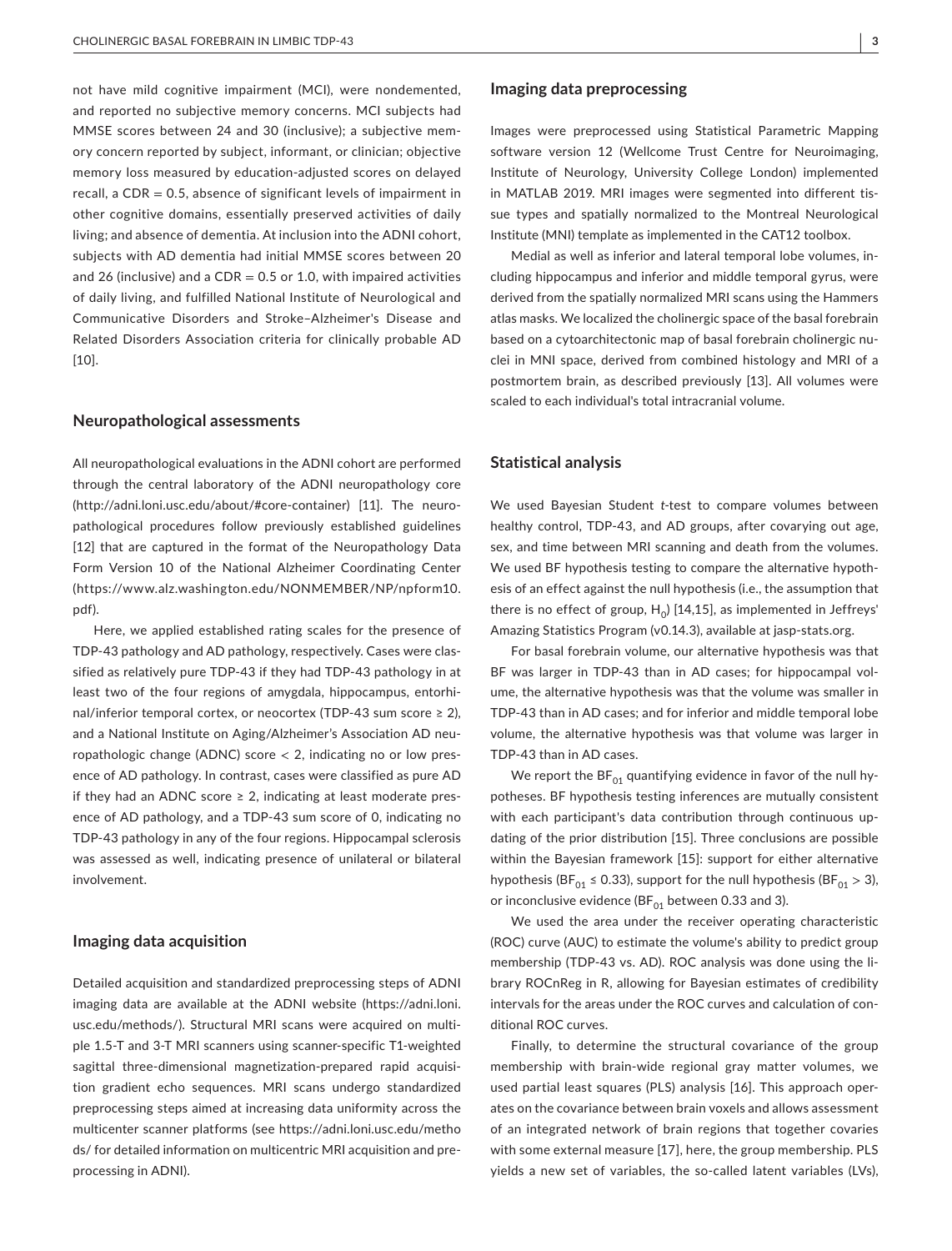not have mild cognitive impairment (MCI), were nondemented, and reported no subjective memory concerns. MCI subjects had MMSE scores between 24 and 30 (inclusive); a subjective memory concern reported by subject, informant, or clinician; objective memory loss measured by education-adjusted scores on delayed recall, a CDR = 0.5, absence of significant levels of impairment in other cognitive domains, essentially preserved activities of daily living; and absence of dementia. At inclusion into the ADNI cohort, subjects with AD dementia had initial MMSE scores between 20 and 26 (inclusive) and a CDR = 0.5 or 1.0, with impaired activities of daily living, and fulfilled National Institute of Neurological and Communicative Disorders and Stroke–Alzheimer's Disease and Related Disorders Association criteria for clinically probable AD [10].

## Neuropathological assessments

All neuropathological evaluations in the ADNI cohort are performed through the central laboratory of the ADNI neuropathology core (http://adni.loni.usc.edu/about/#core-container) [11]. The neuropathological procedures follow previously established guidelines [12] that are captured in the format of the Neuropathology Data Form Version 10 of the National Alzheimer Coordinating Center (https://www.alz.washington.edu/NONMEMBER/NP/npform10.pdf).

Here, we applied established rating scales for the presence of TDP-43 pathology and AD pathology, respectively. Cases were classified as relatively pure TDP-43 if they had TDP-43 pathology in at least two of the four regions of amygdala, hippocampus, entorhinal/inferior temporal cortex, or neocortex (TDP-43 sum score ≥ 2), and a National Institute on Aging/Alzheimer's Association AD neuropathologic change (ADNC) score < 2, indicating no or low presence of AD pathology. In contrast, cases were classified as pure AD if they had an ADNC score ≥ 2, indicating at least moderate presence of AD pathology, and a TDP-43 sum score of 0, indicating no TDP-43 pathology in any of the four regions. Hippocampal sclerosis was assessed as well, indicating presence of unilateral or bilateral involvement.

## Imaging data acquisition

Detailed acquisition and standardized preprocessing steps of ADNI imaging data are available at the ADNI website (https://adni.loni.usc.edu/methods/). Structural MRI scans were acquired on multiple 1.5-T and 3-T MRI scanners using scanner-specific T1-weighted sagittal three-dimensional magnetization-prepared rapid acquisition gradient echo sequences. MRI scans undergo standardized preprocessing steps aimed at increasing data uniformity across the multicenter scanner platforms (see https://adni.loni.usc.edu/methods/ for detailed information on multicentric MRI acquisition and preprocessing in ADNI).

## Imaging data preprocessing

Images were preprocessed using Statistical Parametric Mapping software version 12 (Wellcome Trust Centre for Neuroimaging, Institute of Neurology, University College London) implemented in MATLAB 2019. MRI images were segmented into different tissue types and spatially normalized to the Montreal Neurological Institute (MNI) template as implemented in the CAT12 toolbox.

Medial as well as inferior and lateral temporal lobe volumes, including hippocampus and inferior and middle temporal gyrus, were derived from the spatially normalized MRI scans using the Hammers atlas masks. We localized the cholinergic space of the basal forebrain based on a cytoarchitectonic map of basal forebrain cholinergic nuclei in MNI space, derived from combined histology and MRI of a postmortem brain, as described previously [13]. All volumes were scaled to each individual's total intracranial volume.

## Statistical analysis

We used Bayesian Student *t*-test to compare volumes between healthy control, TDP-43, and AD groups, after covarying out age, sex, and time between MRI scanning and death from the volumes. We used BF hypothesis testing to compare the alternative hypothesis of an effect against the null hypothesis (i.e., the assumption that there is no effect of group, $H_0$) [14,15], as implemented in Jeffreys' Amazing Statistics Program (v0.14.3), available at jasp-stats.org.

For basal forebrain volume, our alternative hypothesis was that BF was larger in TDP-43 than in AD cases; for hippocampal volume, the alternative hypothesis was that the volume was smaller in TDP-43 than in AD cases; and for inferior and middle temporal lobe volume, the alternative hypothesis was that volume was larger in TDP-43 than in AD cases.

We report the $BF_{01}$ quantifying evidence in favor of the null hypotheses. BF hypothesis testing inferences are mutually consistent with each participant's data contribution through continuous updating of the prior distribution [15]. Three conclusions are possible within the Bayesian framework [15]: support for either alternative hypothesis ($BF_{01} \leq 0.33$), support for the null hypothesis ($BF_{01} > 3$), or inconclusive evidence ($BF_{01}$ between 0.33 and 3).

We used the area under the receiver operating characteristic (ROC) curve (AUC) to estimate the volume's ability to predict group membership (TDP-43 vs. AD). ROC analysis was done using the library ROCnReg in R, allowing for Bayesian estimates of credibility intervals for the areas under the ROC curves and calculation of conditional ROC curves.

Finally, to determine the structural covariance of the group membership with brain-wide regional gray matter volumes, we used partial least squares (PLS) analysis [16]. This approach operates on the covariance between brain voxels and allows assessment of an integrated network of brain regions that together covaries with some external measure [17], here, the group membership. PLS yields a new set of variables, the so-called latent variables (LVs),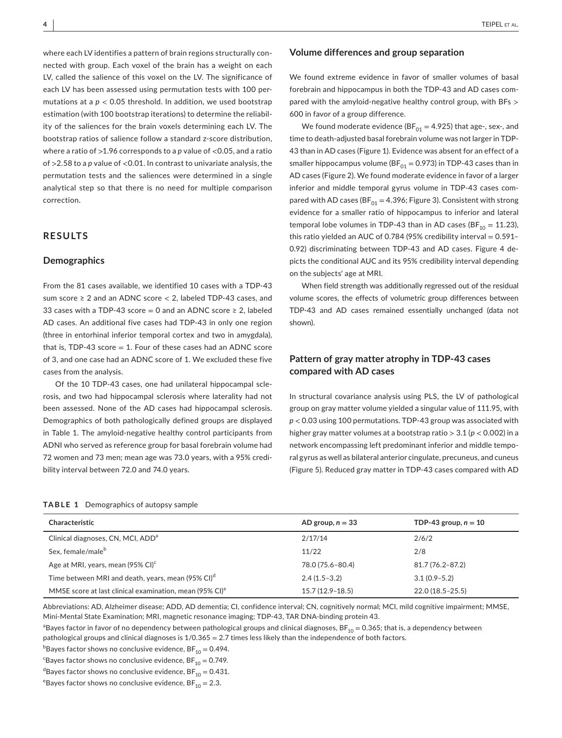where each LV identifies a pattern of brain regions structurally connected with group. Each voxel of the brain has a weight on each LV, called the salience of this voxel on the LV. The significance of each LV has been assessed using permutation tests with 100 permutations at a $p < 0.05$ threshold. In addition, we used bootstrap estimation (with 100 bootstrap iterations) to determine the reliability of the saliences for the brain voxels determining each LV. The bootstrap ratios of salience follow a standard z-score distribution, where a ratio of >1.96 corresponds to a $p$ value of <0.05, and a ratio of >2.58 to a $p$ value of <0.01. In contrast to univariate analysis, the permutation tests and the saliences were determined in a single analytical step so that there is no need for multiple comparison correction.

## RESULTS

### Demographics

From the 81 cases available, we identified 10 cases with a TDP-43 sum score ≥ 2 and an ADNC score < 2, labeled TDP-43 cases, and 33 cases with a TDP-43 score = 0 and an ADNC score ≥ 2, labeled AD cases. An additional five cases had TDP-43 in only one region (three in entorhinal inferior temporal cortex and two in amygdala), that is, TDP-43 score = 1. Four of these cases had an ADNC score of 3, and one case had an ADNC score of 1. We excluded these five cases from the analysis.

Of the 10 TDP-43 cases, one had unilateral hippocampal sclerosis, and two had hippocampal sclerosis where laterality had not been assessed. None of the AD cases had hippocampal sclerosis. Demographics of both pathologically defined groups are displayed in Table 1. The amyloid-negative healthy control participants from ADNI who served as reference group for basal forebrain volume had 72 women and 73 men; mean age was 73.0 years, with a 95% credibility interval between 72.0 and 74.0 years.

### Volume differences and group separation

We found extreme evidence in favor of smaller volumes of basal forebrain and hippocampus in both the TDP-43 and AD cases compared with the amyloid-negative healthy control group, with BFs > 600 in favor of a group difference.

We found moderate evidence ($BF_{01} = 4.925$) that age-, sex-, and time to death-adjusted basal forebrain volume was not larger in TDP-43 than in AD cases (Figure 1). Evidence was absent for an effect of a smaller hippocampus volume ($BF_{01} = 0.973$) in TDP-43 cases than in AD cases (Figure 2). We found moderate evidence in favor of a larger inferior and middle temporal gyrus volume in TDP-43 cases compared with AD cases ($BF_{01} = 4.396$; Figure 3). Consistent with strong evidence for a smaller ratio of hippocampus to inferior and lateral temporal lobe volumes in TDP-43 than in AD cases ($BF_{10} = 11.23$), this ratio yielded an AUC of 0.784 (95% credibility interval = 0.591–0.92) discriminating between TDP-43 and AD cases. Figure 4 depicts the conditional AUC and its 95% credibility interval depending on the subjects' age at MRI.

When field strength was additionally regressed out of the residual volume scores, the effects of volumetric group differences between TDP-43 and AD cases remained essentially unchanged (data not shown).

### Pattern of gray matter atrophy in TDP-43 cases compared with AD cases

In structural covariance analysis using PLS, the LV of pathological group on gray matter volume yielded a singular value of 111.95, with $p < 0.03$ using 100 permutations. TDP-43 group was associated with higher gray matter volumes at a bootstrap ratio > 3.1 ($p < 0.002$) in a network encompassing left predominant inferior and middle temporal gyrus as well as bilateral anterior cingulate, precuneus, and cuneus (Figure 5). Reduced gray matter in TDP-43 cases compared with AD

**TABLE 1** Demographics of autopsy sample

| Characteristic | AD group, $n = 33$ | TDP-43 group, $n = 10$ |
|---|---|---|
| Clinical diagnoses, CN, MCI, ADD[a] | 2/17/14 | 2/6/2 |
| Sex, female/male[b] | 11/22 | 2/8 |
| Age at MRI, years, mean (95% CI)[c] | 78.0 (75.6–80.4) | 81.7 (76.2–87.2) |
| Time between MRI and death, years, mean (95% CI)[d] | 2.4 (1.5–3.2) | 3.1 (0.9–5.2) |
| MMSE score at last clinical examination, mean (95% CI)[e] | 15.7 (12.9–18.5) | 22.0 (18.5–25.5) |

Abbreviations: AD, Alzheimer disease; ADD, AD dementia; CI, confidence interval; CN, cognitively normal; MCI, mild cognitive impairment; MMSE, Mini-Mental State Examination; MRI, magnetic resonance imaging; TDP-43, TAR DNA-binding protein 43.

[a]Bayes factor in favor of no dependency between pathological groups and clinical diagnoses, $BF_{10} = 0.365$; that is, a dependency between pathological groups and clinical diagnoses is 1/0.365 = 2.7 times less likely than the independence of both factors.

[b]Bayes factor shows no conclusive evidence, $BF_{10} = 0.494$.

[c]Bayes factor shows no conclusive evidence, $BF_{10} = 0.749$.

[d]Bayes factor shows no conclusive evidence, $BF_{10} = 0.431$.

[e]Bayes factor shows no conclusive evidence, $BF_{10} = 2.3$.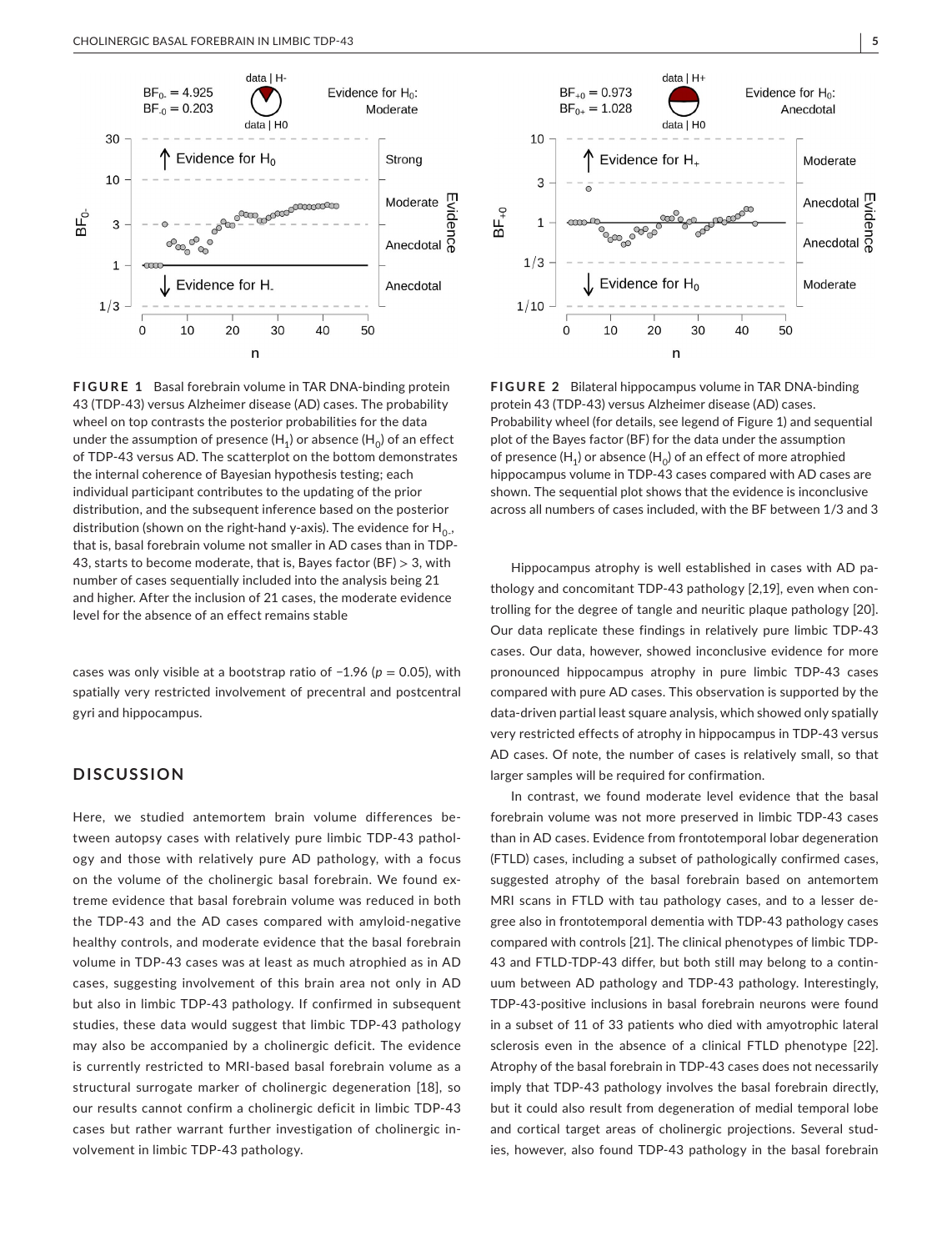**FIGURE 1** Basal forebrain volume in TAR DNA-binding protein 43 (TDP-43) versus Alzheimer disease (AD) cases. The probability wheel on top contrasts the posterior probabilities for the data under the assumption of presence ($H_1$) or absence ($H_0$) of an effect of TDP-43 versus AD. The scatterplot on the bottom demonstrates the internal coherence of Bayesian hypothesis testing; each individual participant contributes to the updating of the prior distribution, and the subsequent inference based on the posterior distribution (shown on the right-hand y-axis). The evidence for $H_{0-}$, that is, basal forebrain volume not smaller in AD cases than in TDP-43, starts to become moderate, that is, Bayes factor (BF) > 3, with number of cases sequentially included into the analysis being 21 and higher. After the inclusion of 21 cases, the moderate evidence level for the absence of an effect remains stable

**FIGURE 2** Bilateral hippocampus volume in TAR DNA-binding protein 43 (TDP-43) versus Alzheimer disease (AD) cases. Probability wheel (for details, see legend of Figure 1) and sequential plot of the Bayes factor (BF) for the data under the assumption of presence ($H_1$) or absence ($H_0$) of an effect of more atrophied hippocampus volume in TDP-43 cases compared with AD cases are shown. The sequential plot shows that the evidence is inconclusive across all numbers of cases included, with the BF between 1/3 and 3

cases was only visible at a bootstrap ratio of −1.96 ($p = 0.05$), with spatially very restricted involvement of precentral and postcentral gyri and hippocampus.

## DISCUSSION

Here, we studied antemortem brain volume differences between autopsy cases with relatively pure limbic TDP-43 pathology and those with relatively pure AD pathology, with a focus on the volume of the cholinergic basal forebrain. We found extreme evidence that basal forebrain volume was reduced in both the TDP-43 and the AD cases compared with amyloid-negative healthy controls, and moderate evidence that the basal forebrain volume in TDP-43 cases was at least as much atrophied as in AD cases, suggesting involvement of this brain area not only in AD but also in limbic TDP-43 pathology. If confirmed in subsequent studies, these data would suggest that limbic TDP-43 pathology may also be accompanied by a cholinergic deficit. The evidence is currently restricted to MRI-based basal forebrain volume as a structural surrogate marker of cholinergic degeneration [18], so our results cannot confirm a cholinergic deficit in limbic TDP-43 cases but rather warrant further investigation of cholinergic involvement in limbic TDP-43 pathology.

Hippocampus atrophy is well established in cases with AD pathology and concomitant TDP-43 pathology [2,19], even when controlling for the degree of tangle and neuritic plaque pathology [20]. Our data replicate these findings in relatively pure limbic TDP-43 cases. Our data, however, showed inconclusive evidence for more pronounced hippocampus atrophy in pure limbic TDP-43 cases compared with pure AD cases. This observation is supported by the data-driven partial least square analysis, which showed only spatially very restricted effects of atrophy in hippocampus in TDP-43 versus AD cases. Of note, the number of cases is relatively small, so that larger samples will be required for confirmation.

In contrast, we found moderate level evidence that the basal forebrain volume was not more preserved in limbic TDP-43 cases than in AD cases. Evidence from frontotemporal lobar degeneration (FTLD) cases, including a subset of pathologically confirmed cases, suggested atrophy of the basal forebrain based on antemortem MRI scans in FTLD with tau pathology cases, and to a lesser degree also in frontotemporal dementia with TDP-43 pathology cases compared with controls [21]. The clinical phenotypes of limbic TDP-43 and FTLD-TDP-43 differ, but both still may belong to a continuum between AD pathology and TDP-43 pathology. Interestingly, TDP-43-positive inclusions in basal forebrain neurons were found in a subset of 11 of 33 patients who died with amyotrophic lateral sclerosis even in the absence of a clinical FTLD phenotype [22]. Atrophy of the basal forebrain in TDP-43 cases does not necessarily imply that TDP-43 pathology involves the basal forebrain directly, but it could also result from degeneration of medial temporal lobe and cortical target areas of cholinergic projections. Several studies, however, also found TDP-43 pathology in the basal forebrain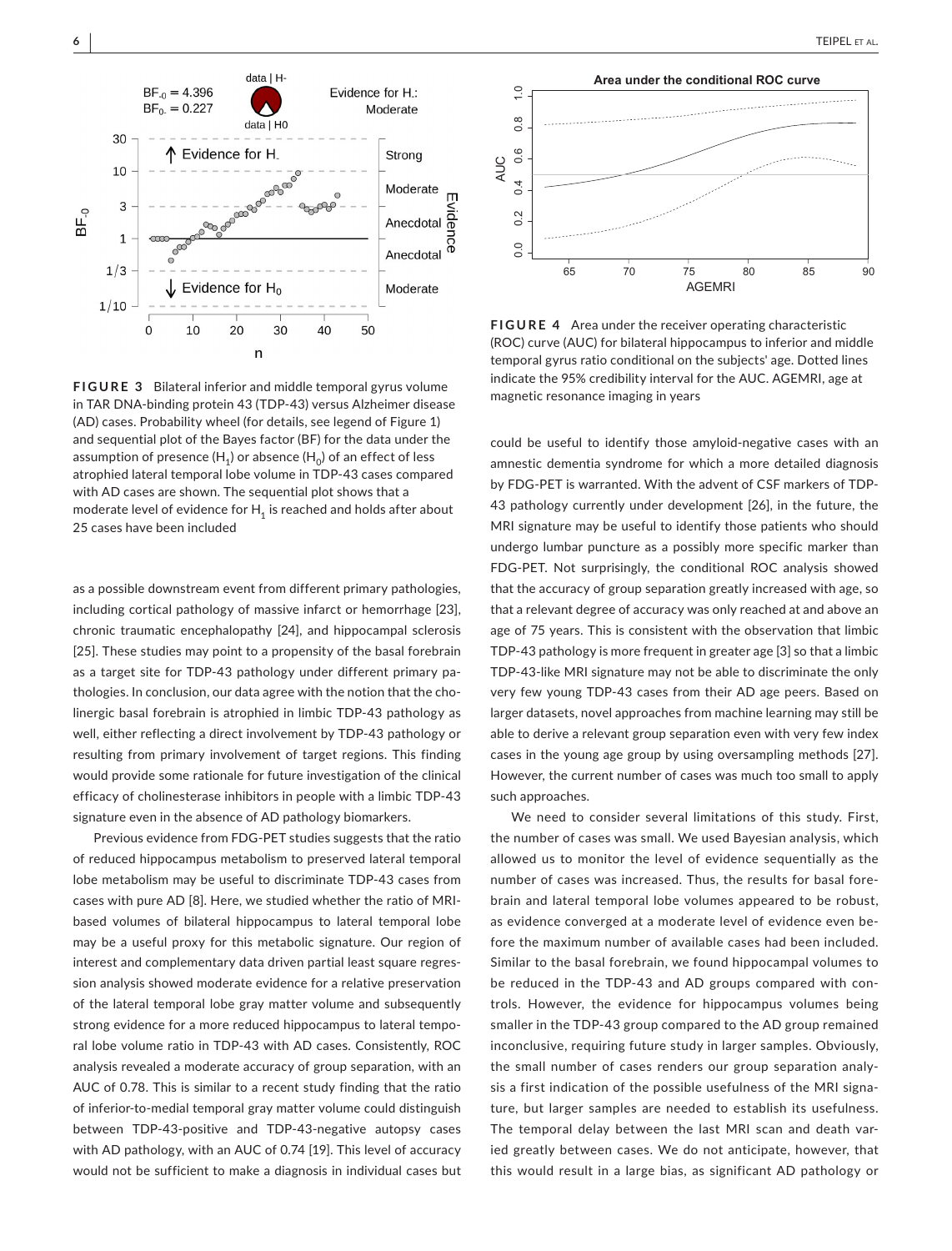**FIGURE 3** Bilateral inferior and middle temporal gyrus volume in TAR DNA-binding protein 43 (TDP-43) versus Alzheimer disease (AD) cases. Probability wheel (for details, see legend of Figure 1) and sequential plot of the Bayes factor (BF) for the data under the assumption of presence ($H_1$) or absence ($H_0$) of an effect of less atrophied lateral temporal lobe volume in TDP-43 cases compared with AD cases are shown. The sequential plot shows that a moderate level of evidence for $H_1$ is reached and holds after about 25 cases have been included

**FIGURE 4** Area under the receiver operating characteristic (ROC) curve (AUC) for bilateral hippocampus to inferior and middle temporal gyrus ratio conditional on the subjects' age. Dotted lines indicate the 95% credibility interval for the AUC. AGEMRI, age at magnetic resonance imaging in years

as a possible downstream event from different primary pathologies, including cortical pathology of massive infarct or hemorrhage [23], chronic traumatic encephalopathy [24], and hippocampal sclerosis [25]. These studies may point to a propensity of the basal forebrain as a target site for TDP-43 pathology under different primary pathologies. In conclusion, our data agree with the notion that the cholinergic basal forebrain is atrophied in limbic TDP-43 pathology as well, either reflecting a direct involvement by TDP-43 pathology or resulting from primary involvement of target regions. This finding would provide some rationale for future investigation of the clinical efficacy of cholinesterase inhibitors in people with a limbic TDP-43 signature even in the absence of AD pathology biomarkers.

Previous evidence from FDG-PET studies suggests that the ratio of reduced hippocampus metabolism to preserved lateral temporal lobe metabolism may be useful to discriminate TDP-43 cases from cases with pure AD [8]. Here, we studied whether the ratio of MRI-based volumes of bilateral hippocampus to lateral temporal lobe may be a useful proxy for this metabolic signature. Our region of interest and complementary data driven partial least square regression analysis showed moderate evidence for a relative preservation of the lateral temporal lobe gray matter volume and subsequently strong evidence for a more reduced hippocampus to lateral temporal lobe volume ratio in TDP-43 with AD cases. Consistently, ROC analysis revealed a moderate accuracy of group separation, with an AUC of 0.78. This is similar to a recent study finding that the ratio of inferior-to-medial temporal gray matter volume could distinguish between TDP-43-positive and TDP-43-negative autopsy cases with AD pathology, with an AUC of 0.74 [19]. This level of accuracy would not be sufficient to make a diagnosis in individual cases but could be useful to identify those amyloid-negative cases with an amnestic dementia syndrome for which a more detailed diagnosis by FDG-PET is warranted. With the advent of CSF markers of TDP-43 pathology currently under development [26], in the future, the MRI signature may be useful to identify those patients who should undergo lumbar puncture as a possibly more specific marker than FDG-PET. Not surprisingly, the conditional ROC analysis showed that the accuracy of group separation greatly increased with age, so that a relevant degree of accuracy was only reached at and above an age of 75 years. This is consistent with the observation that limbic TDP-43 pathology is more frequent in greater age [3] so that a limbic TDP-43-like MRI signature may not be able to discriminate the only very few young TDP-43 cases from their AD age peers. Based on larger datasets, novel approaches from machine learning may still be able to derive a relevant group separation even with very few index cases in the young age group by using oversampling methods [27]. However, the current number of cases was much too small to apply such approaches.

We need to consider several limitations of this study. First, the number of cases was small. We used Bayesian analysis, which allowed us to monitor the level of evidence sequentially as the number of cases was increased. Thus, the results for basal forebrain and lateral temporal lobe volumes appeared to be robust, as evidence converged at a moderate level of evidence even before the maximum number of available cases had been included. Similar to the basal forebrain, we found hippocampal volumes to be reduced in the TDP-43 and AD groups compared with controls. However, the evidence for hippocampus volumes being smaller in the TDP-43 group compared to the AD group remained inconclusive, requiring future study in larger samples. Obviously, the small number of cases renders our group separation analysis a first indication of the possible usefulness of the MRI signature, but larger samples are needed to establish its usefulness. The temporal delay between the last MRI scan and death varied greatly between cases. We do not anticipate, however, that this would result in a large bias, as significant AD pathology or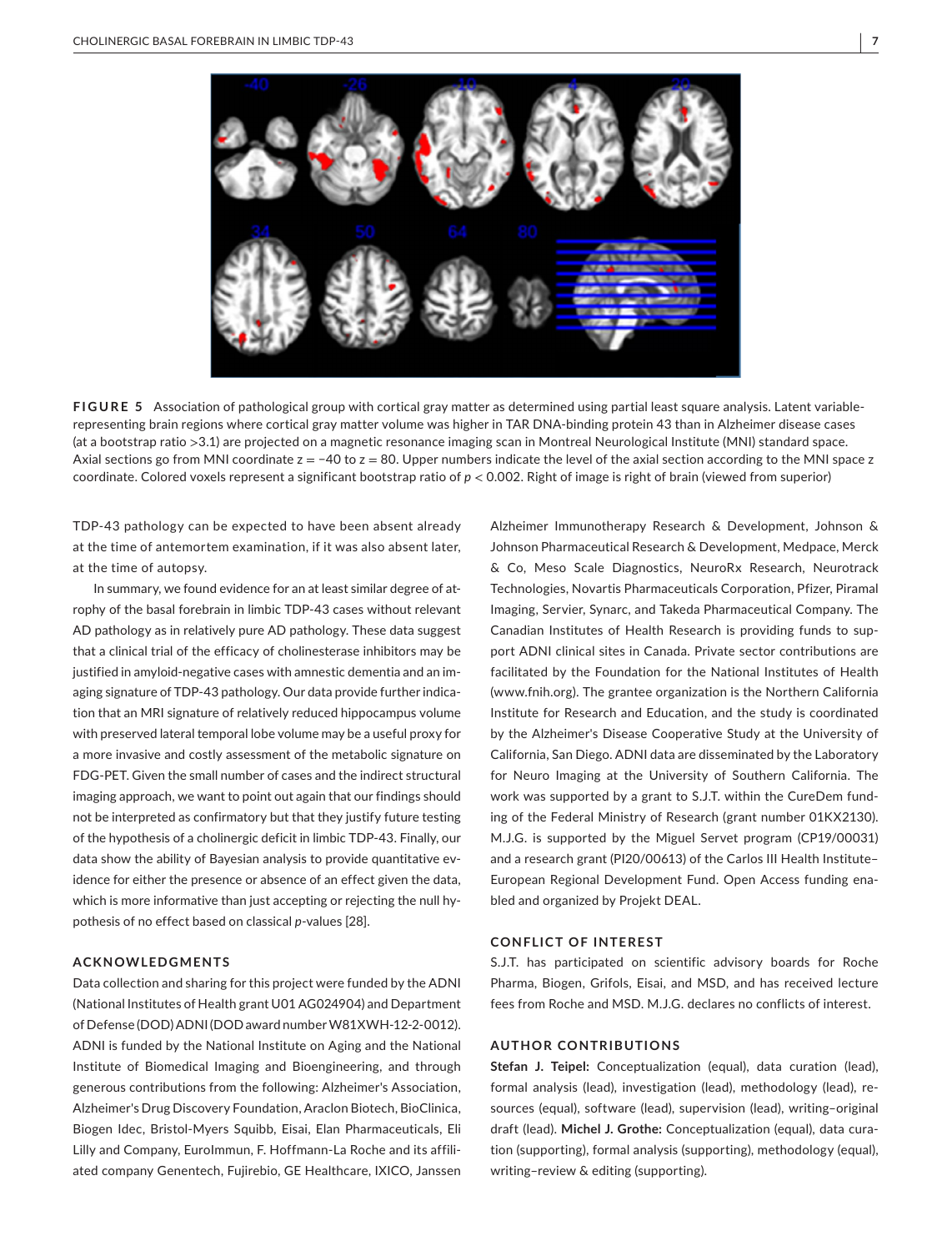**FIGURE 5** Association of pathological group with cortical gray matter as determined using partial least square analysis. Latent variable-representing brain regions where cortical gray matter volume was higher in TAR DNA-binding protein 43 than in Alzheimer disease cases (at a bootstrap ratio >3.1) are projected on a magnetic resonance imaging scan in Montreal Neurological Institute (MNI) standard space. Axial sections go from MNI coordinate z = −40 to z = 80. Upper numbers indicate the level of the axial section according to the MNI space z coordinate. Colored voxels represent a significant bootstrap ratio of $p < 0.002$. Right of image is right of brain (viewed from superior)

TDP-43 pathology can be expected to have been absent already at the time of antemortem examination, if it was also absent later, at the time of autopsy.

In summary, we found evidence for an at least similar degree of atrophy of the basal forebrain in limbic TDP-43 cases without relevant AD pathology as in relatively pure AD pathology. These data suggest that a clinical trial of the efficacy of cholinesterase inhibitors may be justified in amyloid-negative cases with amnestic dementia and an imaging signature of TDP-43 pathology. Our data provide further indication that an MRI signature of relatively reduced hippocampus volume with preserved lateral temporal lobe volume may be a useful proxy for a more invasive and costly assessment of the metabolic signature on FDG-PET. Given the small number of cases and the indirect structural imaging approach, we want to point out again that our findings should not be interpreted as confirmatory but that they justify future testing of the hypothesis of a cholinergic deficit in limbic TDP-43. Finally, our data show the ability of Bayesian analysis to provide quantitative evidence for either the presence or absence of an effect given the data, which is more informative than just accepting or rejecting the null hypothesis of no effect based on classical $p$-values [28].

## ACKNOWLEDGMENTS

Data collection and sharing for this project were funded by the ADNI (National Institutes of Health grant U01 AG024904) and Department of Defense (DOD) ADNI (DOD award number W81XWH-12-2-0012). ADNI is funded by the National Institute on Aging and the National Institute of Biomedical Imaging and Bioengineering, and through generous contributions from the following: Alzheimer's Association, Alzheimer's Drug Discovery Foundation, Araclon Biotech, BioClinica, Biogen Idec, Bristol-Myers Squibb, Eisai, Elan Pharmaceuticals, Eli Lilly and Company, EuroImmun, F. Hoffmann-La Roche and its affiliated company Genentech, Fujirebio, GE Healthcare, IXICO, Janssen Alzheimer Immunotherapy Research & Development, Johnson & Johnson Pharmaceutical Research & Development, Medpace, Merck & Co, Meso Scale Diagnostics, NeuroRx Research, Neurotrack Technologies, Novartis Pharmaceuticals Corporation, Pfizer, Piramal Imaging, Servier, Synarc, and Takeda Pharmaceutical Company. The Canadian Institutes of Health Research is providing funds to support ADNI clinical sites in Canada. Private sector contributions are facilitated by the Foundation for the National Institutes of Health (www.fnih.org). The grantee organization is the Northern California Institute for Research and Education, and the study is coordinated by the Alzheimer's Disease Cooperative Study at the University of California, San Diego. ADNI data are disseminated by the Laboratory for Neuro Imaging at the University of Southern California. The work was supported by a grant to S.J.T. within the CureDem funding of the Federal Ministry of Research (grant number 01KX2130). M.J.G. is supported by the Miguel Servet program (CP19/00031) and a research grant (PI20/00613) of the Carlos III Health Institute–European Regional Development Fund. Open Access funding enabled and organized by Projekt DEAL.

## CONFLICT OF INTEREST

S.J.T. has participated on scientific advisory boards for Roche Pharma, Biogen, Grifols, Eisai, and MSD, and has received lecture fees from Roche and MSD. M.J.G. declares no conflicts of interest.

## AUTHOR CONTRIBUTIONS

**Stefan J. Teipel:** Conceptualization (equal), data curation (lead), formal analysis (lead), investigation (lead), methodology (lead), resources (equal), software (lead), supervision (lead), writing–original draft (lead). **Michel J. Grothe:** Conceptualization (equal), data curation (supporting), formal analysis (supporting), methodology (equal), writing–review & editing (supporting).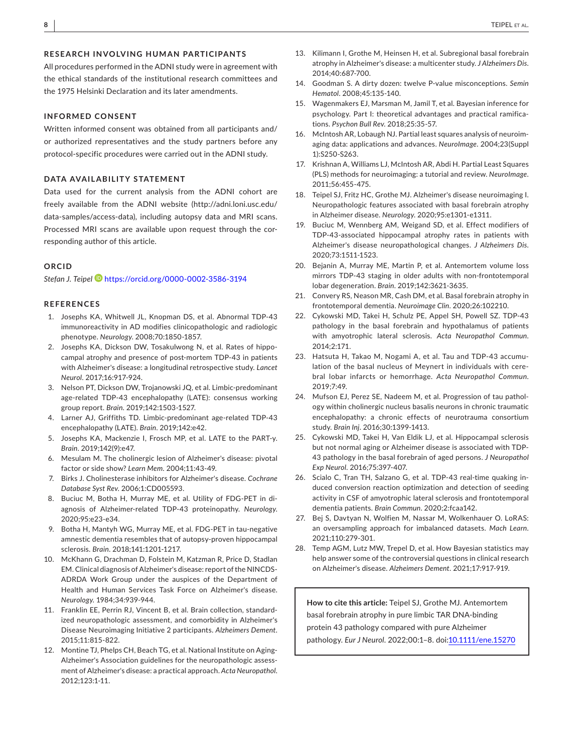## RESEARCH INVOLVING HUMAN PARTICIPANTS

All procedures performed in the ADNI study were in agreement with the ethical standards of the institutional research committees and the 1975 Helsinki Declaration and its later amendments.

## INFORMED CONSENT

Written informed consent was obtained from all participants and/or authorized representatives and the study partners before any protocol-specific procedures were carried out in the ADNI study.

## DATA AVAILABILITY STATEMENT

Data used for the current analysis from the ADNI cohort are freely available from the ADNI website (http://adni.loni.usc.edu/data-samples/access-data), including autopsy data and MRI scans. Processed MRI scans are available upon request through the corresponding author of this article.

## ORCID

*Stefan J. Teipel* https://orcid.org/0000-0002-3586-3194

## REFERENCES

1. Josephs KA, Whitwell JL, Knopman DS, et al. Abnormal TDP-43 immunoreactivity in AD modifies clinicopathologic and radiologic phenotype. *Neurology*. 2008;70:1850-1857.
2. Josephs KA, Dickson DW, Tosakulwong N, et al. Rates of hippocampal atrophy and presence of post-mortem TDP-43 in patients with Alzheimer's disease: a longitudinal retrospective study. *Lancet Neurol*. 2017;16:917-924.
3. Nelson PT, Dickson DW, Trojanowski JQ, et al. Limbic-predominant age-related TDP-43 encephalopathy (LATE): consensus working group report. *Brain*. 2019;142:1503-1527.
4. Larner AJ, Griffiths TD. Limbic-predominant age-related TDP-43 encephalopathy (LATE). *Brain*. 2019;142:e42.
5. Josephs KA, Mackenzie I, Frosch MP, et al. LATE to the PART-y. *Brain*. 2019;142(9):e47.
6. Mesulam M. The cholinergic lesion of Alzheimer's disease: pivotal factor or side show? *Learn Mem*. 2004;11:43-49.
7. Birks J. Cholinesterase inhibitors for Alzheimer's disease. *Cochrane Database Syst Rev*. 2006;1:CD005593.
8. Buciuc M, Botha H, Murray ME, et al. Utility of FDG-PET in diagnosis of Alzheimer-related TDP-43 proteinopathy. *Neurology*. 2020;95:e23-e34.
9. Botha H, Mantyh WG, Murray ME, et al. FDG-PET in tau-negative amnestic dementia resembles that of autopsy-proven hippocampal sclerosis. *Brain*. 2018;141:1201-1217.
10. McKhann G, Drachman D, Folstein M, Katzman R, Price D, Stadlan EM. Clinical diagnosis of Alzheimer's disease: report of the NINCDS-ADRDA Work Group under the auspices of the Department of Health and Human Services Task Force on Alzheimer's disease. *Neurology*. 1984;34:939-944.
11. Franklin EE, Perrin RJ, Vincent B, et al. Brain collection, standardized neuropathologic assessment, and comorbidity in Alzheimer's Disease Neuroimaging Initiative 2 participants. *Alzheimers Dement*. 2015;11:815-822.
12. Montine TJ, Phelps CH, Beach TG, et al. National Institute on Aging-Alzheimer's Association guidelines for the neuropathologic assessment of Alzheimer's disease: a practical approach. *Acta Neuropathol*. 2012;123:1-11.
13. Kilimann I, Grothe M, Heinsen H, et al. Subregional basal forebrain atrophy in Alzheimer's disease: a multicenter study. *J Alzheimers Dis*. 2014;40:687-700.
14. Goodman S. A dirty dozen: twelve P-value misconceptions. *Semin Hematol*. 2008;45:135-140.
15. Wagenmakers EJ, Marsman M, Jamil T, et al. Bayesian inference for psychology. Part I: theoretical advantages and practical ramifications. *Psychon Bull Rev*. 2018;25:35-57.
16. McIntosh AR, Lobaugh NJ. Partial least squares analysis of neuroimaging data: applications and advances. *NeuroImage*. 2004;23(Suppl 1):S250-S263.
17. Krishnan A, Williams LJ, McIntosh AR, Abdi H. Partial Least Squares (PLS) methods for neuroimaging: a tutorial and review. *NeuroImage*. 2011;56:455-475.
18. Teipel SJ, Fritz HC, Grothe MJ. Alzheimer's disease neuroimaging I. Neuropathologic features associated with basal forebrain atrophy in Alzheimer disease. *Neurology*. 2020;95:e1301-e1311.
19. Buciuc M, Wennberg AM, Weigand SD, et al. Effect modifiers of TDP-43-associated hippocampal atrophy rates in patients with Alzheimer's disease neuropathological changes. *J Alzheimers Dis*. 2020;73:1511-1523.
20. Bejanin A, Murray ME, Martin P, et al. Antemortem volume loss mirrors TDP-43 staging in older adults with non-frontotemporal lobar degeneration. *Brain*. 2019;142:3621-3635.
21. Convery RS, Neason MR, Cash DM, et al. Basal forebrain atrophy in frontotemporal dementia. *Neuroimage Clin*. 2020;26:102210.
22. Cykowski MD, Takei H, Schulz PE, Appel SH, Powell SZ. TDP-43 pathology in the basal forebrain and hypothalamus of patients with amyotrophic lateral sclerosis. *Acta Neuropathol Commun*. 2014;2:171.
23. Hatsuta H, Takao M, Nogami A, et al. Tau and TDP-43 accumulation of the basal nucleus of Meynert in individuals with cerebral lobar infarcts or hemorrhage. *Acta Neuropathol Commun*. 2019;7:49.
24. Mufson EJ, Perez SE, Nadeem M, et al. Progression of tau pathology within cholinergic nucleus basalis neurons in chronic traumatic encephalopathy: a chronic effects of neurotrauma consortium study. *Brain Inj*. 2016;30:1399-1413.
25. Cykowski MD, Takei H, Van Eldik LJ, et al. Hippocampal sclerosis but not normal aging or Alzheimer disease is associated with TDP-43 pathology in the basal forebrain of aged persons. *J Neuropathol Exp Neurol*. 2016;75:397-407.
26. Scialo C, Tran TH, Salzano G, et al. TDP-43 real-time quaking induced conversion reaction optimization and detection of seeding activity in CSF of amyotrophic lateral sclerosis and frontotemporal dementia patients. *Brain Commun*. 2020;2:fcaa142.
27. Bej S, Davtyan N, Wolfien M, Nassar M, Wolkenhauer O. LoRAS: an oversampling approach for imbalanced datasets. *Mach Learn*. 2021;110:279-301.
28. Temp AGM, Lutz MW, Trepel D, et al. How Bayesian statistics may help answer some of the controversial questions in clinical research on Alzheimer's disease. *Alzheimers Dement*. 2021;17:917-919.

**How to cite this article:** Teipel SJ, Grothe MJ. Antemortem basal forebrain atrophy in pure limbic TAR DNA-binding protein 43 pathology compared with pure Alzheimer pathology. *Eur J Neurol*. 2022;00:1–8. doi:10.1111/ene.15270